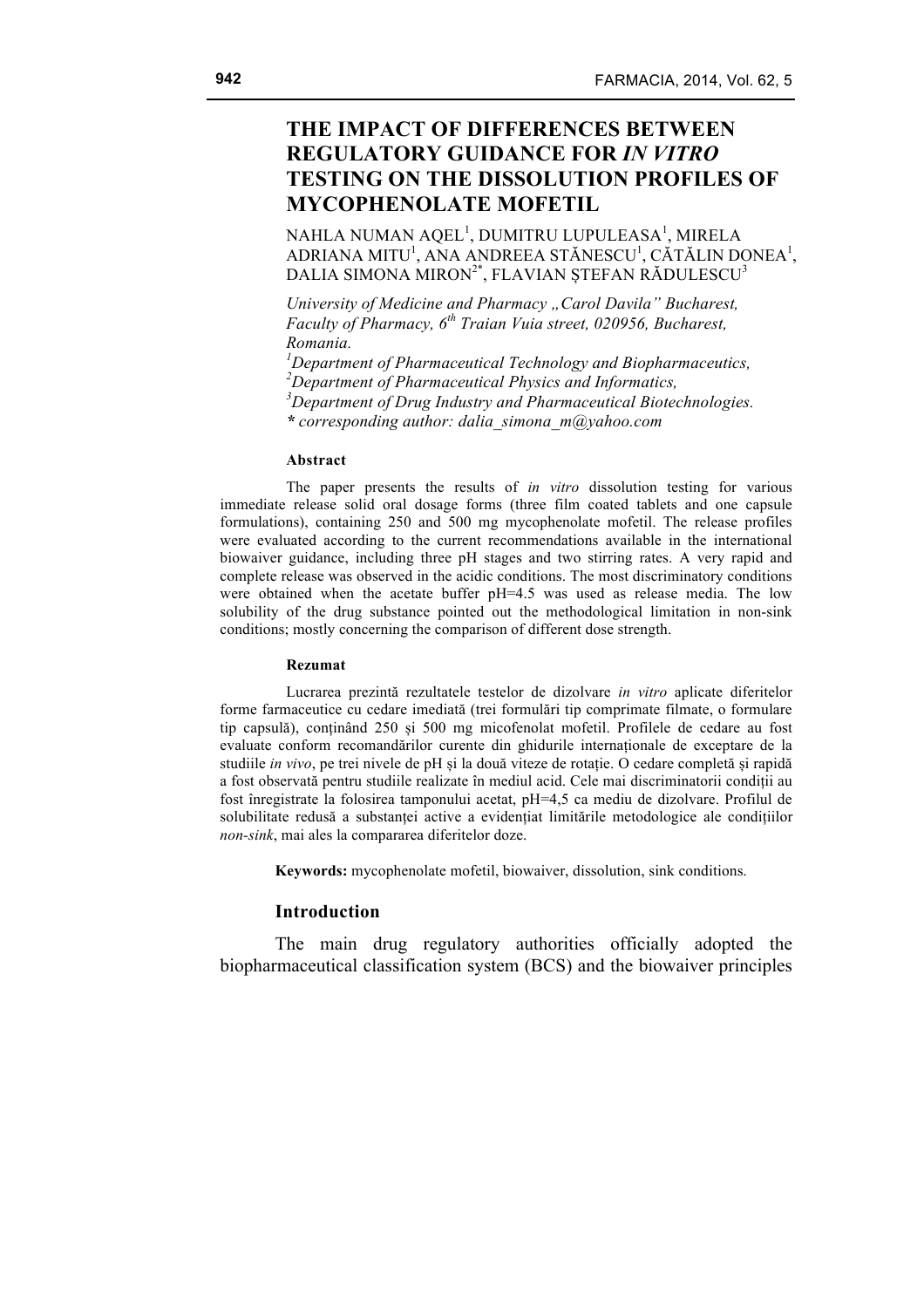# THE IMPACT OF DIFFERENCES BETWEEN REGULATORY GUIDANCE FOR *IN VITRO* TESTING ON THE DISSOLUTION PROFILES OF MYCOPHENOLATE MOFETIL

NAHLA NUMAN AQEL[1], DUMITRU LUPULEASA[1], MIRELA ADRIANA MITU[1], ANA ANDREEA STĂNESCU[1], CĂTĂLIN DONEA[1], DALIA SIMONA MIRON[2*], FLAVIAN ŞTEFAN RĂDULESCU[3]

*University of Medicine and Pharmacy „Carol Davila" Bucharest, Faculty of Pharmacy, 6th Traian Vuia street, 020956, Bucharest, Romania.*

*[1]Department of Pharmaceutical Technology and Biopharmaceutics,*

*[2]Department of Pharmaceutical Physics and Informatics,*

*[3]Department of Drug Industry and Pharmaceutical Biotechnologies.*

*\* corresponding author: dalia_simona_m@yahoo.com*

#### Abstract

The paper presents the results of *in vitro* dissolution testing for various immediate release solid oral dosage forms (three film coated tablets and one capsule formulations), containing 250 and 500 mg mycophenolate mofetil. The release profiles were evaluated according to the current recommendations available in the international biowaiver guidance, including three pH stages and two stirring rates. A very rapid and complete release was observed in the acidic conditions. The most discriminatory conditions were obtained when the acetate buffer pH=4.5 was used as release media. The low solubility of the drug substance pointed out the methodological limitation in non-sink conditions; mostly concerning the comparison of different dose strength.

#### Rezumat

Lucrarea prezintă rezultatele testelor de dizolvare *in vitro* aplicate diferitelor forme farmaceutice cu cedare imediată (trei formulări tip comprimate filmate, o formulare tip capsulă), conținând 250 și 500 mg micofenolat mofetil. Profilele de cedare au fost evaluate conform recomandărilor curente din ghidurile internaționale de exceptare de la studiile *in vivo*, pe trei nivele de pH și la două viteze de rotație. O cedare completă și rapidă a fost observată pentru studiile realizate în mediul acid. Cele mai discriminatorii condiții au fost înregistrate la folosirea tamponului acetat, pH=4,5 ca mediu de dizolvare. Profilul de solubilitate redusă a substanței active a evidențiat limitările metodologice ale condițiilor *non-sink*, mai ales la compararea diferitelor doze.

**Keywords:** mycophenolate mofetil, biowaiver, dissolution, sink conditions.

## Introduction

The main drug regulatory authorities officially adopted the biopharmaceutical classification system (BCS) and the biowaiver principles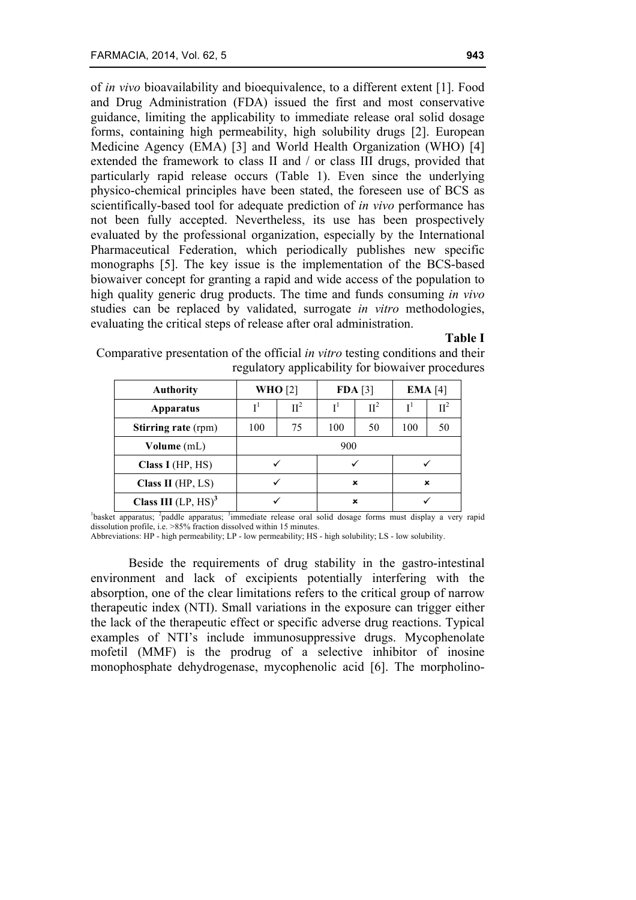of *in vivo* bioavailability and bioequivalence, to a different extent [1]. Food and Drug Administration (FDA) issued the first and most conservative guidance, limiting the applicability to immediate release oral solid dosage forms, containing high permeability, high solubility drugs [2]. European Medicine Agency (EMA) [3] and World Health Organization (WHO) [4] extended the framework to class II and / or class III drugs, provided that particularly rapid release occurs (Table 1). Even since the underlying physico-chemical principles have been stated, the foreseen use of BCS as scientifically-based tool for adequate prediction of *in vivo* performance has not been fully accepted. Nevertheless, its use has been prospectively evaluated by the professional organization, especially by the International Pharmaceutical Federation, which periodically publishes new specific monographs [5]. The key issue is the implementation of the BCS-based biowaiver concept for granting a rapid and wide access of the population to high quality generic drug products. The time and funds consuming *in vivo* studies can be replaced by validated, surrogate *in vitro* methodologies, evaluating the critical steps of release after oral administration.

**Table I**

Comparative presentation of the official *in vitro* testing conditions and their regulatory applicability for biowaiver procedures

| **Authority** | **WHO** [2] | | **FDA** [3] | | **EMA** [4] | |
|---|---|---|---|---|---|---|
| **Apparatus** | I[1] | II[2] | I[1] | II[2] | I[1] | II[2] |
| **Stirring rate** (rpm) | 100 | 75 | 100 | 50 | 100 | 50 |
| **Volume** (mL) | 900 | | | | | |
| **Class I** (HP, HS) | ✓ | | ✓ | | ✓ | |
| **Class II** (HP, LS) | ✓ | | × | | × | |
| **Class III** (LP, HS)[3] | ✓ | | × | | ✓ | |

[1]basket apparatus; [2]paddle apparatus; [3]immediate release oral solid dosage forms must display a very rapid dissolution profile, i.e. >85% fraction dissolved within 15 minutes.
Abbreviations: HP - high permeability; LP - low permeability; HS - high solubility; LS - low solubility.

Beside the requirements of drug stability in the gastro-intestinal environment and lack of excipients potentially interfering with the absorption, one of the clear limitations refers to the critical group of narrow therapeutic index (NTI). Small variations in the exposure can trigger either the lack of the therapeutic effect or specific adverse drug reactions. Typical examples of NTI's include immunosuppressive drugs. Mycophenolate mofetil (MMF) is the prodrug of a selective inhibitor of inosine monophosphate dehydrogenase, mycophenolic acid [6]. The morpholino-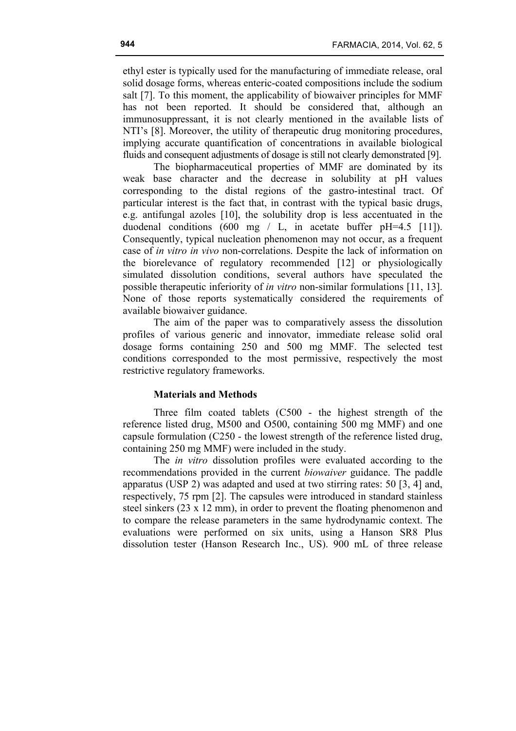ethyl ester is typically used for the manufacturing of immediate release, oral solid dosage forms, whereas enteric-coated compositions include the sodium salt [7]. To this moment, the applicability of biowaiver principles for MMF has not been reported. It should be considered that, although an immunosuppressant, it is not clearly mentioned in the available lists of NTI's [8]. Moreover, the utility of therapeutic drug monitoring procedures, implying accurate quantification of concentrations in available biological fluids and consequent adjustments of dosage is still not clearly demonstrated [9].

The biopharmaceutical properties of MMF are dominated by its weak base character and the decrease in solubility at pH values corresponding to the distal regions of the gastro-intestinal tract. Of particular interest is the fact that, in contrast with the typical basic drugs, e.g. antifungal azoles [10], the solubility drop is less accentuated in the duodenal conditions (600 mg / L, in acetate buffer pH=4.5 [11]). Consequently, typical nucleation phenomenon may not occur, as a frequent case of *in vitro in vivo* non-correlations. Despite the lack of information on the biorelevance of regulatory recommended [12] or physiologically simulated dissolution conditions, several authors have speculated the possible therapeutic inferiority of *in vitro* non-similar formulations [11, 13]. None of those reports systematically considered the requirements of available biowaiver guidance.

The aim of the paper was to comparatively assess the dissolution profiles of various generic and innovator, immediate release solid oral dosage forms containing 250 and 500 mg MMF. The selected test conditions corresponded to the most permissive, respectively the most restrictive regulatory frameworks.

## Materials and Methods

Three film coated tablets (C500 - the highest strength of the reference listed drug, M500 and O500, containing 500 mg MMF) and one capsule formulation (C250 - the lowest strength of the reference listed drug, containing 250 mg MMF) were included in the study.

The *in vitro* dissolution profiles were evaluated according to the recommendations provided in the current *biowaiver* guidance. The paddle apparatus (USP 2) was adapted and used at two stirring rates: 50 [3, 4] and, respectively, 75 rpm [2]. The capsules were introduced in standard stainless steel sinkers (23 x 12 mm), in order to prevent the floating phenomenon and to compare the release parameters in the same hydrodynamic context. The evaluations were performed on six units, using a Hanson SR8 Plus dissolution tester (Hanson Research Inc., US). 900 mL of three release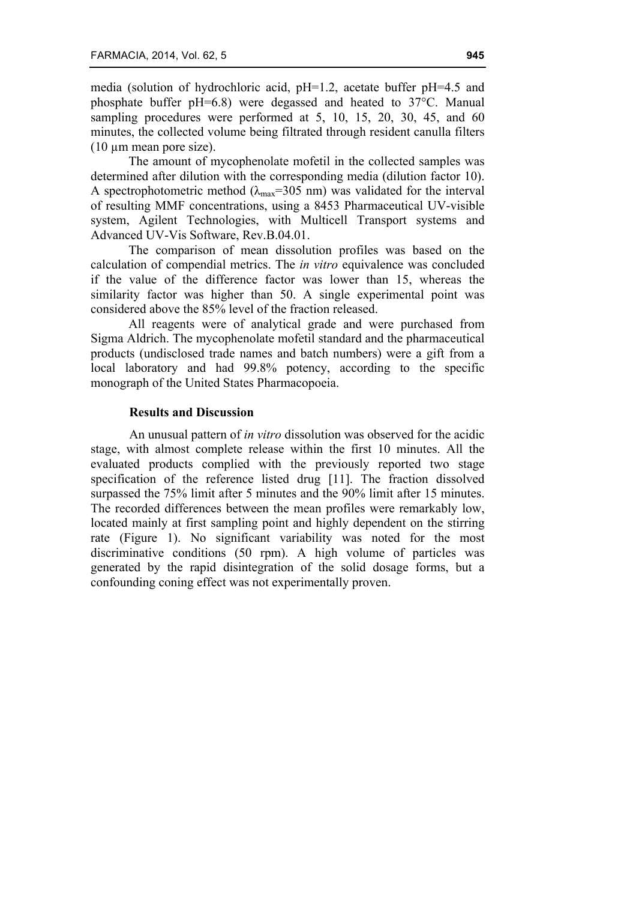media (solution of hydrochloric acid, pH=1.2, acetate buffer pH=4.5 and phosphate buffer pH=6.8) were degassed and heated to 37°C. Manual sampling procedures were performed at 5, 10, 15, 20, 30, 45, and 60 minutes, the collected volume being filtrated through resident canulla filters (10 µm mean pore size).

The amount of mycophenolate mofetil in the collected samples was determined after dilution with the corresponding media (dilution factor 10). A spectrophotometric method ($\lambda_{max}$=305 nm) was validated for the interval of resulting MMF concentrations, using a 8453 Pharmaceutical UV-visible system, Agilent Technologies, with Multicell Transport systems and Advanced UV-Vis Software, Rev.B.04.01.

The comparison of mean dissolution profiles was based on the calculation of compendial metrics. The *in vitro* equivalence was concluded if the value of the difference factor was lower than 15, whereas the similarity factor was higher than 50. A single experimental point was considered above the 85% level of the fraction released.

All reagents were of analytical grade and were purchased from Sigma Aldrich. The mycophenolate mofetil standard and the pharmaceutical products (undisclosed trade names and batch numbers) were a gift from a local laboratory and had 99.8% potency, according to the specific monograph of the United States Pharmacopoeia.

## Results and Discussion

An unusual pattern of *in vitro* dissolution was observed for the acidic stage, with almost complete release within the first 10 minutes. All the evaluated products complied with the previously reported two stage specification of the reference listed drug [11]. The fraction dissolved surpassed the 75% limit after 5 minutes and the 90% limit after 15 minutes. The recorded differences between the mean profiles were remarkably low, located mainly at first sampling point and highly dependent on the stirring rate (Figure 1). No significant variability was noted for the most discriminative conditions (50 rpm). A high volume of particles was generated by the rapid disintegration of the solid dosage forms, but a confounding coning effect was not experimentally proven.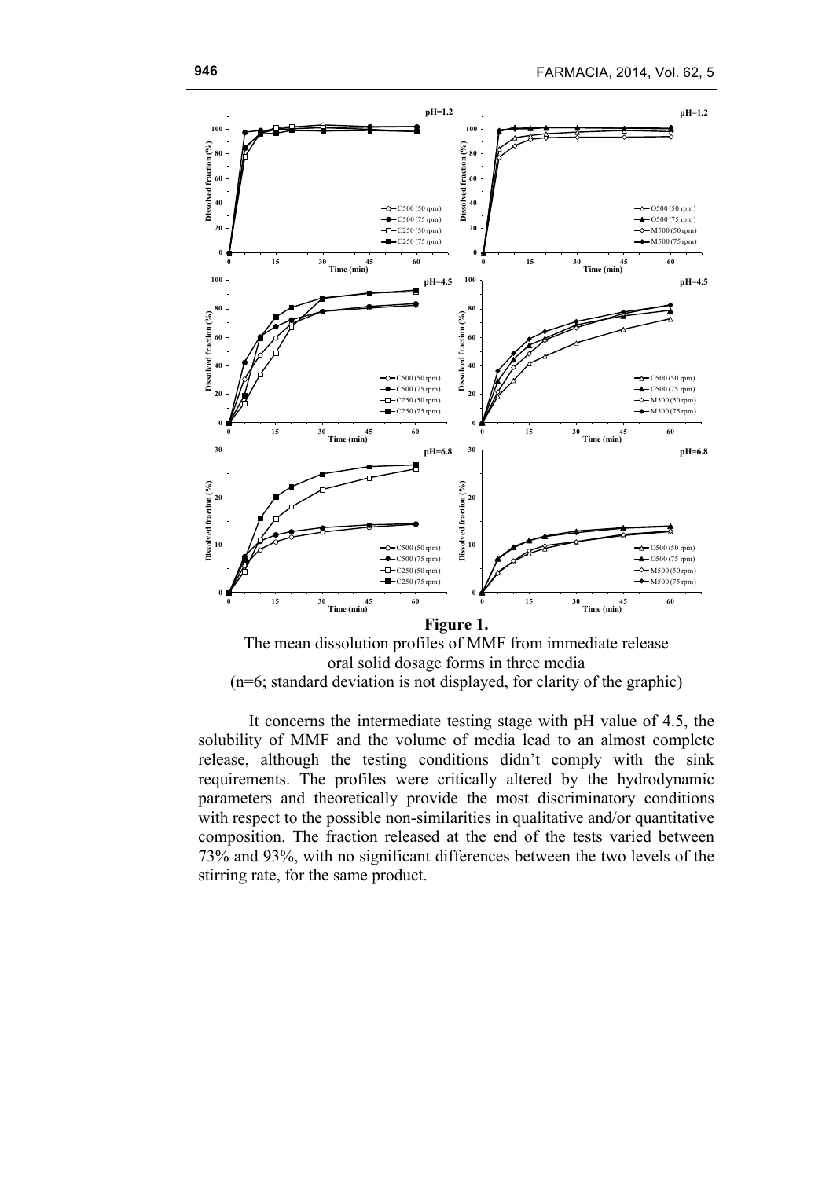**Figure 1.**

The mean dissolution profiles of MMF from immediate release oral solid dosage forms in three media

(n=6; standard deviation is not displayed, for clarity of the graphic)

It concerns the intermediate testing stage with pH value of 4.5, the solubility of MMF and the volume of media lead to an almost complete release, although the testing conditions didn't comply with the sink requirements. The profiles were critically altered by the hydrodynamic parameters and theoretically provide the most discriminatory conditions with respect to the possible non-similarities in qualitative and/or quantitative composition. The fraction released at the end of the tests varied between 73% and 93%, with no significant differences between the two levels of the stirring rate, for the same product.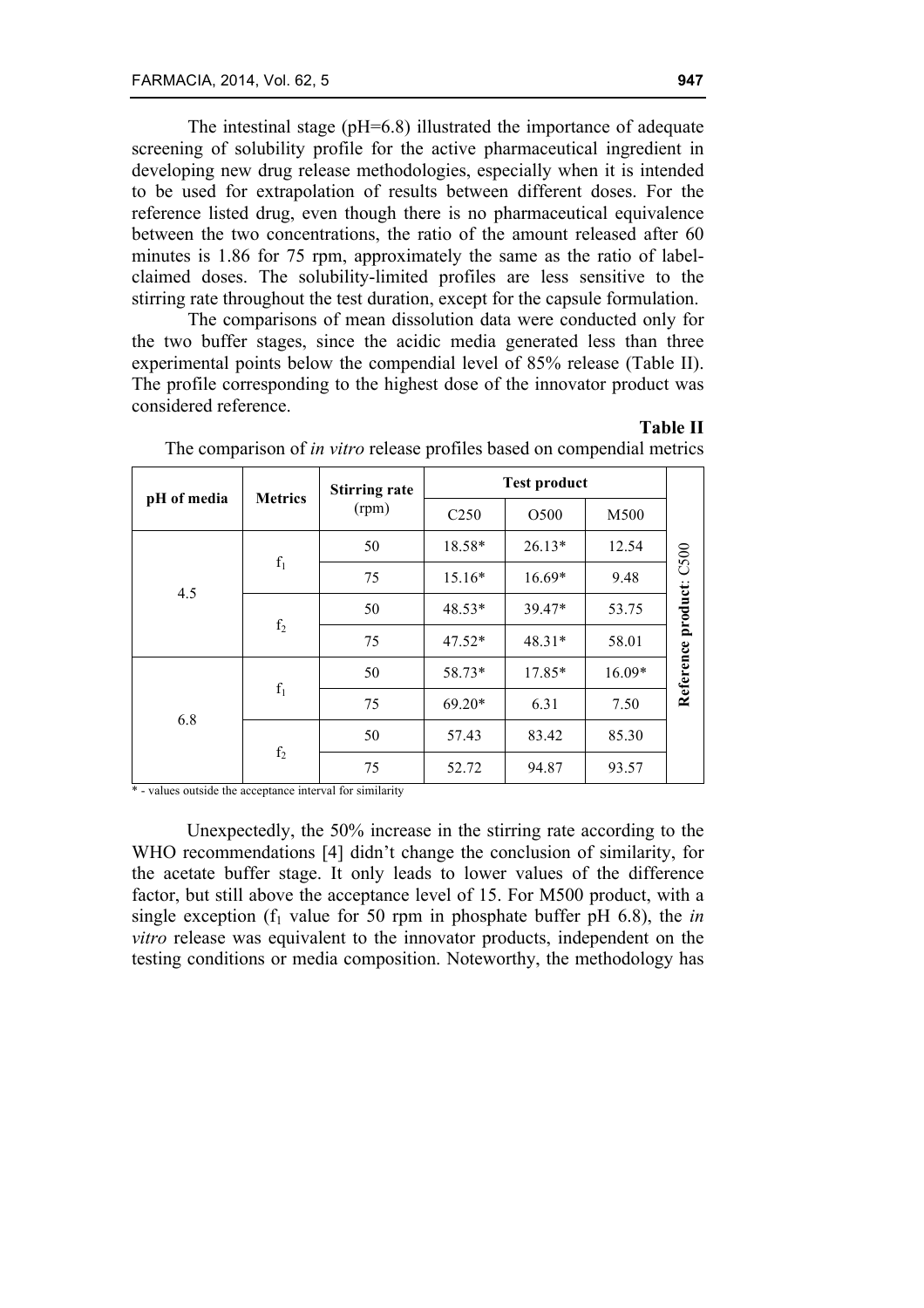The intestinal stage (pH=6.8) illustrated the importance of adequate screening of solubility profile for the active pharmaceutical ingredient in developing new drug release methodologies, especially when it is intended to be used for extrapolation of results between different doses. For the reference listed drug, even though there is no pharmaceutical equivalence between the two concentrations, the ratio of the amount released after 60 minutes is 1.86 for 75 rpm, approximately the same as the ratio of label-claimed doses. The solubility-limited profiles are less sensitive to the stirring rate throughout the test duration, except for the capsule formulation.

The comparisons of mean dissolution data were conducted only for the two buffer stages, since the acidic media generated less than three experimental points below the compendial level of 85% release (Table II). The profile corresponding to the highest dose of the innovator product was considered reference.

**Table II**

The comparison of *in vitro* release profiles based on compendial metrics

| pH of media | Metrics | Stirring rate (rpm) | Test product | | | |
|---|---|---|---|---|---|---|
| | | | C250 | O500 | M500 | |
| 4.5 | $f_1$ | 50 | 18.58* | 26.13* | 12.54 | **Reference product**: C500 |
| | | 75 | 15.16* | 16.69* | 9.48 | |
| | $f_2$ | 50 | 48.53* | 39.47* | 53.75 | |
| | | 75 | 47.52* | 48.31* | 58.01 | |
| 6.8 | $f_1$ | 50 | 58.73* | 17.85* | 16.09* | |
| | | 75 | 69.20* | 6.31 | 7.50 | |
| | $f_2$ | 50 | 57.43 | 83.42 | 85.30 | |
| | | 75 | 52.72 | 94.87 | 93.57 | |

\* - values outside the acceptance interval for similarity

Unexpectedly, the 50% increase in the stirring rate according to the WHO recommendations [4] didn't change the conclusion of similarity, for the acetate buffer stage. It only leads to lower values of the difference factor, but still above the acceptance level of 15. For M500 product, with a single exception ($f_1$ value for 50 rpm in phosphate buffer pH 6.8), the *in vitro* release was equivalent to the innovator products, independent on the testing conditions or media composition. Noteworthy, the methodology has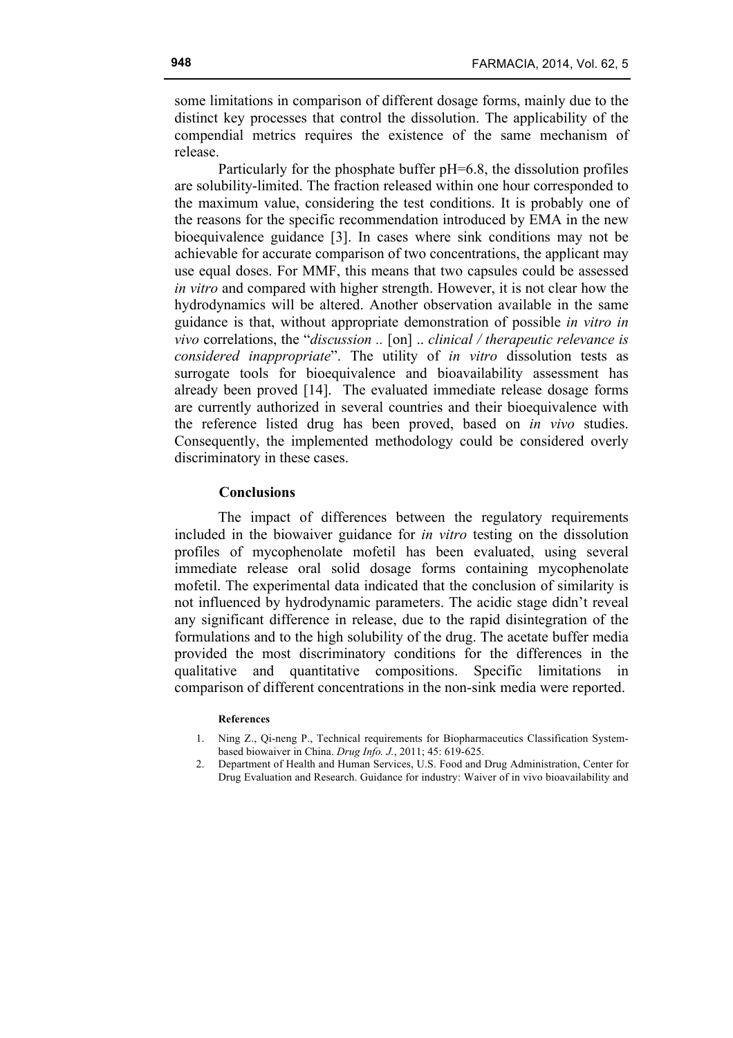some limitations in comparison of different dosage forms, mainly due to the distinct key processes that control the dissolution. The applicability of the compendial metrics requires the existence of the same mechanism of release.

Particularly for the phosphate buffer pH=6.8, the dissolution profiles are solubility-limited. The fraction released within one hour corresponded to the maximum value, considering the test conditions. It is probably one of the reasons for the specific recommendation introduced by EMA in the new bioequivalence guidance [3]. In cases where sink conditions may not be achievable for accurate comparison of two concentrations, the applicant may use equal doses. For MMF, this means that two capsules could be assessed *in vitro* and compared with higher strength. However, it is not clear how the hydrodynamics will be altered. Another observation available in the same guidance is that, without appropriate demonstration of possible *in vitro in vivo* correlations, the "*discussion ..* [on] .. *clinical / therapeutic relevance is considered inappropriate*". The utility of *in vitro* dissolution tests as surrogate tools for bioequivalence and bioavailability assessment has already been proved [14]. The evaluated immediate release dosage forms are currently authorized in several countries and their bioequivalence with the reference listed drug has been proved, based on *in vivo* studies. Consequently, the implemented methodology could be considered overly discriminatory in these cases.

## Conclusions

The impact of differences between the regulatory requirements included in the biowaiver guidance for *in vitro* testing on the dissolution profiles of mycophenolate mofetil has been evaluated, using several immediate release oral solid dosage forms containing mycophenolate mofetil. The experimental data indicated that the conclusion of similarity is not influenced by hydrodynamic parameters. The acidic stage didn't reveal any significant difference in release, due to the rapid disintegration of the formulations and to the high solubility of the drug. The acetate buffer media provided the most discriminatory conditions for the differences in the qualitative and quantitative compositions. Specific limitations in comparison of different concentrations in the non-sink media were reported.

#### References

1. Ning Z., Qi-neng P., Technical requirements for Biopharmaceutics Classification System-based biowaiver in China. *Drug Info. J.*, 2011; 45: 619-625.
2. Department of Health and Human Services, U.S. Food and Drug Administration, Center for Drug Evaluation and Research. Guidance for industry: Waiver of in vivo bioavailability and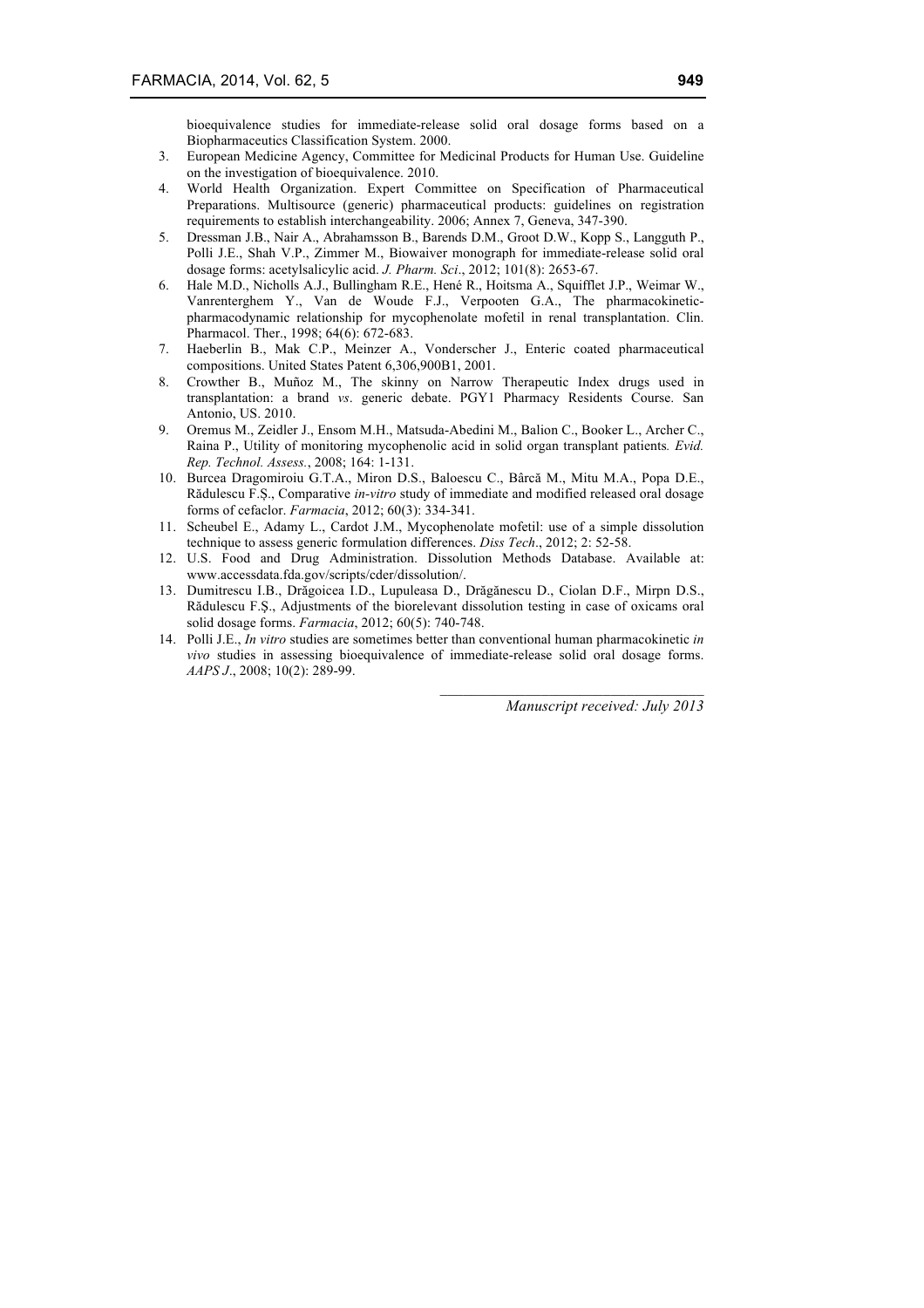bioequivalence studies for immediate-release solid oral dosage forms based on a Biopharmaceutics Classification System. 2000.

3. European Medicine Agency, Committee for Medicinal Products for Human Use. Guideline on the investigation of bioequivalence. 2010.
4. World Health Organization. Expert Committee on Specification of Pharmaceutical Preparations. Multisource (generic) pharmaceutical products: guidelines on registration requirements to establish interchangeability. 2006; Annex 7, Geneva, 347-390.
5. Dressman J.B., Nair A., Abrahamsson B., Barends D.M., Groot D.W., Kopp S., Langguth P., Polli J.E., Shah V.P., Zimmer M., Biowaiver monograph for immediate-release solid oral dosage forms: acetylsalicylic acid. *J. Pharm. Sci*., 2012; 101(8): 2653-67.
6. Hale M.D., Nicholls A.J., Bullingham R.E., Hené R., Hoitsma A., Squifflet J.P., Weimar W., Vanrenterghem Y., Van de Woude F.J., Verpooten G.A., The pharmacokinetic-pharmacodynamic relationship for mycophenolate mofetil in renal transplantation. Clin. Pharmacol. Ther., 1998; 64(6): 672-683.
7. Haeberlin B., Mak C.P., Meinzer A., Vonderscher J., Enteric coated pharmaceutical compositions. United States Patent 6,306,900B1, 2001.
8. Crowther B., Muñoz M., The skinny on Narrow Therapeutic Index drugs used in transplantation: a brand *vs*. generic debate. PGY1 Pharmacy Residents Course. San Antonio, US. 2010.
9. Oremus M., Zeidler J., Ensom M.H., Matsuda-Abedini M., Balion C., Booker L., Archer C., Raina P., Utility of monitoring mycophenolic acid in solid organ transplant patients*. Evid. Rep. Technol. Assess.*, 2008; 164: 1-131.
10. Burcea Dragomiroiu G.T.A., Miron D.S., Baloescu C., Bârcă M., Mitu M.A., Popa D.E., Rădulescu F.Ș., Comparative *in-vitro* study of immediate and modified released oral dosage forms of cefaclor. *Farmacia*, 2012; 60(3): 334-341.
11. Scheubel E., Adamy L., Cardot J.M., Mycophenolate mofetil: use of a simple dissolution technique to assess generic formulation differences. *Diss Tech*., 2012; 2: 52-58.
12. U.S. Food and Drug Administration. Dissolution Methods Database. Available at: www.accessdata.fda.gov/scripts/cder/dissolution/.
13. Dumitrescu I.B., Drăgoicea I.D., Lupuleasa D., Drăgănescu D., Ciolan D.F., Mirpn D.S., Rădulescu F.Ș., Adjustments of the biorelevant dissolution testing in case of oxicams oral solid dosage forms. *Farmacia*, 2012; 60(5): 740-748.
14. Polli J.E., *In vitro* studies are sometimes better than conventional human pharmacokinetic *in vivo* studies in assessing bioequivalence of immediate-release solid oral dosage forms. *AAPS J*., 2008; 10(2): 289-99.

*Manuscript received: July 2013*